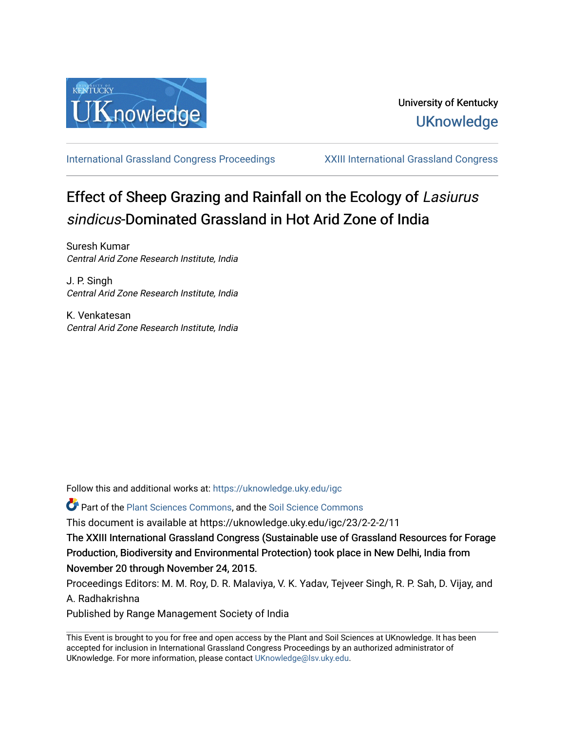University of Kentucky

UKnowledge

International Grassland Congress Proceedings

XXIII International Grassland Congress

# Effect of Sheep Grazing and Rainfall on the Ecology of *Lasiurus sindicus*-Dominated Grassland in Hot Arid Zone of India

Suresh Kumar
*Central Arid Zone Research Institute, India*

J. P. Singh
*Central Arid Zone Research Institute, India*

K. Venkatesan
*Central Arid Zone Research Institute, India*

Follow this and additional works at: https://uknowledge.uky.edu/igc

Part of the Plant Sciences Commons, and the Soil Science Commons

This document is available at https://uknowledge.uky.edu/igc/23/2-2-2/11

The XXIII International Grassland Congress (Sustainable use of Grassland Resources for Forage Production, Biodiversity and Environmental Protection) took place in New Delhi, India from November 20 through November 24, 2015.

Proceedings Editors: M. M. Roy, D. R. Malaviya, V. K. Yadav, Tejveer Singh, R. P. Sah, D. Vijay, and A. Radhakrishna

Published by Range Management Society of India

This Event is brought to you for free and open access by the Plant and Soil Sciences at UKnowledge. It has been accepted for inclusion in International Grassland Congress Proceedings by an authorized administrator of UKnowledge. For more information, please contact UKnowledge@lsv.uky.edu.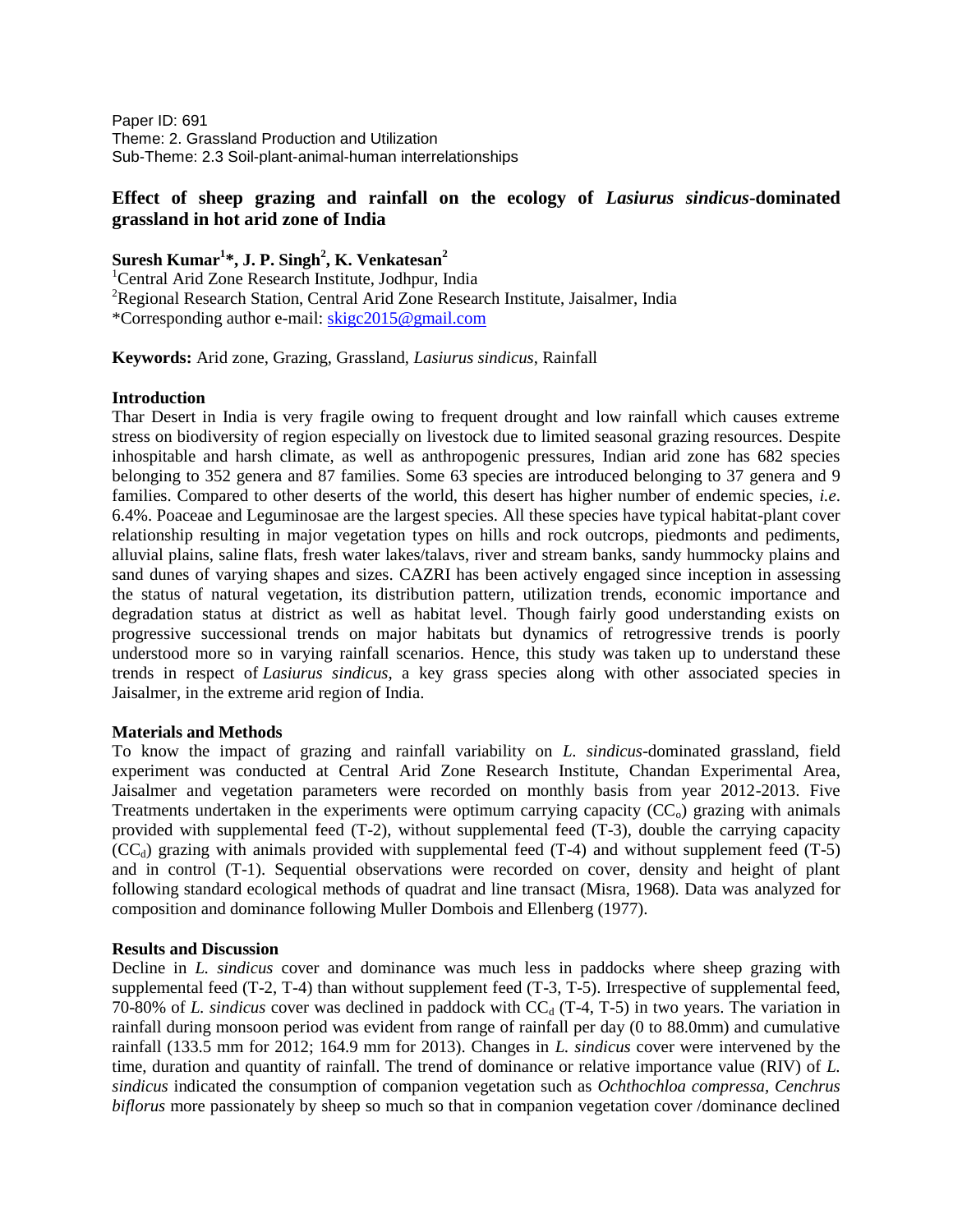Paper ID: 691
Theme: 2. Grassland Production and Utilization
Sub-Theme: 2.3 Soil-plant-animal-human interrelationships

# Effect of sheep grazing and rainfall on the ecology of *Lasiurus sindicus*-dominated grassland in hot arid zone of India

**Suresh Kumar[1]*, J. P. Singh[2], K. Venkatesan[2]**

[1]Central Arid Zone Research Institute, Jodhpur, India
[2]Regional Research Station, Central Arid Zone Research Institute, Jaisalmer, India
*Corresponding author e-mail: skigc2015@gmail.com

**Keywords:** Arid zone, Grazing, Grassland, *Lasiurus sindicus*, Rainfall

## Introduction

Thar Desert in India is very fragile owing to frequent drought and low rainfall which causes extreme stress on biodiversity of region especially on livestock due to limited seasonal grazing resources. Despite inhospitable and harsh climate, as well as anthropogenic pressures, Indian arid zone has 682 species belonging to 352 genera and 87 families. Some 63 species are introduced belonging to 37 genera and 9 families. Compared to other deserts of the world, this desert has higher number of endemic species, *i.e*. 6.4%. Poaceae and Leguminosae are the largest species. All these species have typical habitat-plant cover relationship resulting in major vegetation types on hills and rock outcrops, piedmonts and pediments, alluvial plains, saline flats, fresh water lakes/talavs, river and stream banks, sandy hummocky plains and sand dunes of varying shapes and sizes. CAZRI has been actively engaged since inception in assessing the status of natural vegetation, its distribution pattern, utilization trends, economic importance and degradation status at district as well as habitat level. Though fairly good understanding exists on progressive successional trends on major habitats but dynamics of retrogressive trends is poorly understood more so in varying rainfall scenarios. Hence, this study was taken up to understand these trends in respect of *Lasiurus sindicus*, a key grass species along with other associated species in Jaisalmer, in the extreme arid region of India.

## Materials and Methods

To know the impact of grazing and rainfall variability on *L. sindicus*-dominated grassland, field experiment was conducted at Central Arid Zone Research Institute, Chandan Experimental Area, Jaisalmer and vegetation parameters were recorded on monthly basis from year 2012-2013. Five Treatments undertaken in the experiments were optimum carrying capacity ($CC_o$) grazing with animals provided with supplemental feed (T-2), without supplemental feed (T-3), double the carrying capacity ($CC_d$) grazing with animals provided with supplemental feed (T-4) and without supplement feed (T-5) and in control (T-1). Sequential observations were recorded on cover, density and height of plant following standard ecological methods of quadrat and line transact (Misra, 1968). Data was analyzed for composition and dominance following Muller Dombois and Ellenberg (1977).

## Results and Discussion

Decline in *L. sindicus* cover and dominance was much less in paddocks where sheep grazing with supplemental feed (T-2, T-4) than without supplement feed (T-3, T-5). Irrespective of supplemental feed, 70-80% of *L. sindicus* cover was declined in paddock with $CC_d$ (T-4, T-5) in two years. The variation in rainfall during monsoon period was evident from range of rainfall per day (0 to 88.0mm) and cumulative rainfall (133.5 mm for 2012; 164.9 mm for 2013). Changes in *L. sindicus* cover were intervened by the time, duration and quantity of rainfall. The trend of dominance or relative importance value (RIV) of *L. sindicus* indicated the consumption of companion vegetation such as *Ochthochloa compressa, Cenchrus biflorus* more passionately by sheep so much so that in companion vegetation cover /dominance declined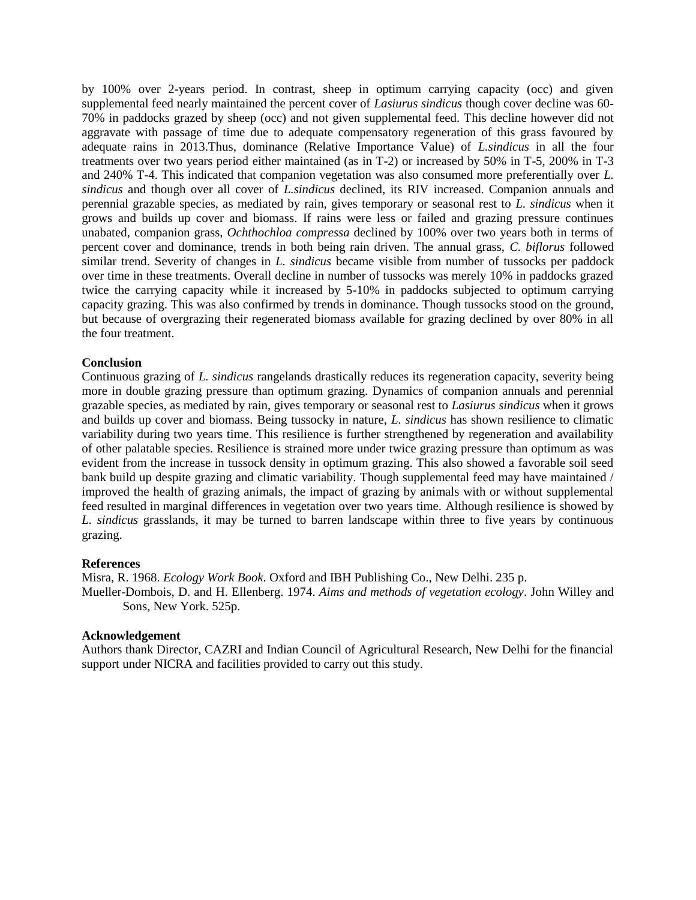by 100% over 2-years period. In contrast, sheep in optimum carrying capacity (occ) and given supplemental feed nearly maintained the percent cover of *Lasiurus sindicus* though cover decline was 60-70% in paddocks grazed by sheep (occ) and not given supplemental feed. This decline however did not aggravate with passage of time due to adequate compensatory regeneration of this grass favoured by adequate rains in 2013.Thus, dominance (Relative Importance Value) of *L.sindicus* in all the four treatments over two years period either maintained (as in T-2) or increased by 50% in T-5, 200% in T-3 and 240% T-4. This indicated that companion vegetation was also consumed more preferentially over *L. sindicus* and though over all cover of *L.sindicus* declined, its RIV increased. Companion annuals and perennial grazable species, as mediated by rain, gives temporary or seasonal rest to *L. sindicus* when it grows and builds up cover and biomass. If rains were less or failed and grazing pressure continues unabated, companion grass, *Ochthochloa compressa* declined by 100% over two years both in terms of percent cover and dominance, trends in both being rain driven. The annual grass, *C. biflorus* followed similar trend. Severity of changes in *L. sindicus* became visible from number of tussocks per paddock over time in these treatments. Overall decline in number of tussocks was merely 10% in paddocks grazed twice the carrying capacity while it increased by 5-10% in paddocks subjected to optimum carrying capacity grazing. This was also confirmed by trends in dominance. Though tussocks stood on the ground, but because of overgrazing their regenerated biomass available for grazing declined by over 80% in all the four treatment.

**Conclusion**

Continuous grazing of *L. sindicus* rangelands drastically reduces its regeneration capacity, severity being more in double grazing pressure than optimum grazing. Dynamics of companion annuals and perennial grazable species, as mediated by rain, gives temporary or seasonal rest to *Lasiurus sindicus* when it grows and builds up cover and biomass. Being tussocky in nature, *L. sindicus* has shown resilience to climatic variability during two years time. This resilience is further strengthened by regeneration and availability of other palatable species. Resilience is strained more under twice grazing pressure than optimum as was evident from the increase in tussock density in optimum grazing. This also showed a favorable soil seed bank build up despite grazing and climatic variability. Though supplemental feed may have maintained / improved the health of grazing animals, the impact of grazing by animals with or without supplemental feed resulted in marginal differences in vegetation over two years time. Although resilience is showed by *L. sindicus* grasslands, it may be turned to barren landscape within three to five years by continuous grazing.

**References**

Misra, R. 1968. *Ecology Work Book*. Oxford and IBH Publishing Co., New Delhi. 235 p.

Mueller-Dombois, D. and H. Ellenberg. 1974. *Aims and methods of vegetation ecology*. John Willey and Sons, New York. 525p.

**Acknowledgement**

Authors thank Director, CAZRI and Indian Council of Agricultural Research, New Delhi for the financial support under NICRA and facilities provided to carry out this study.